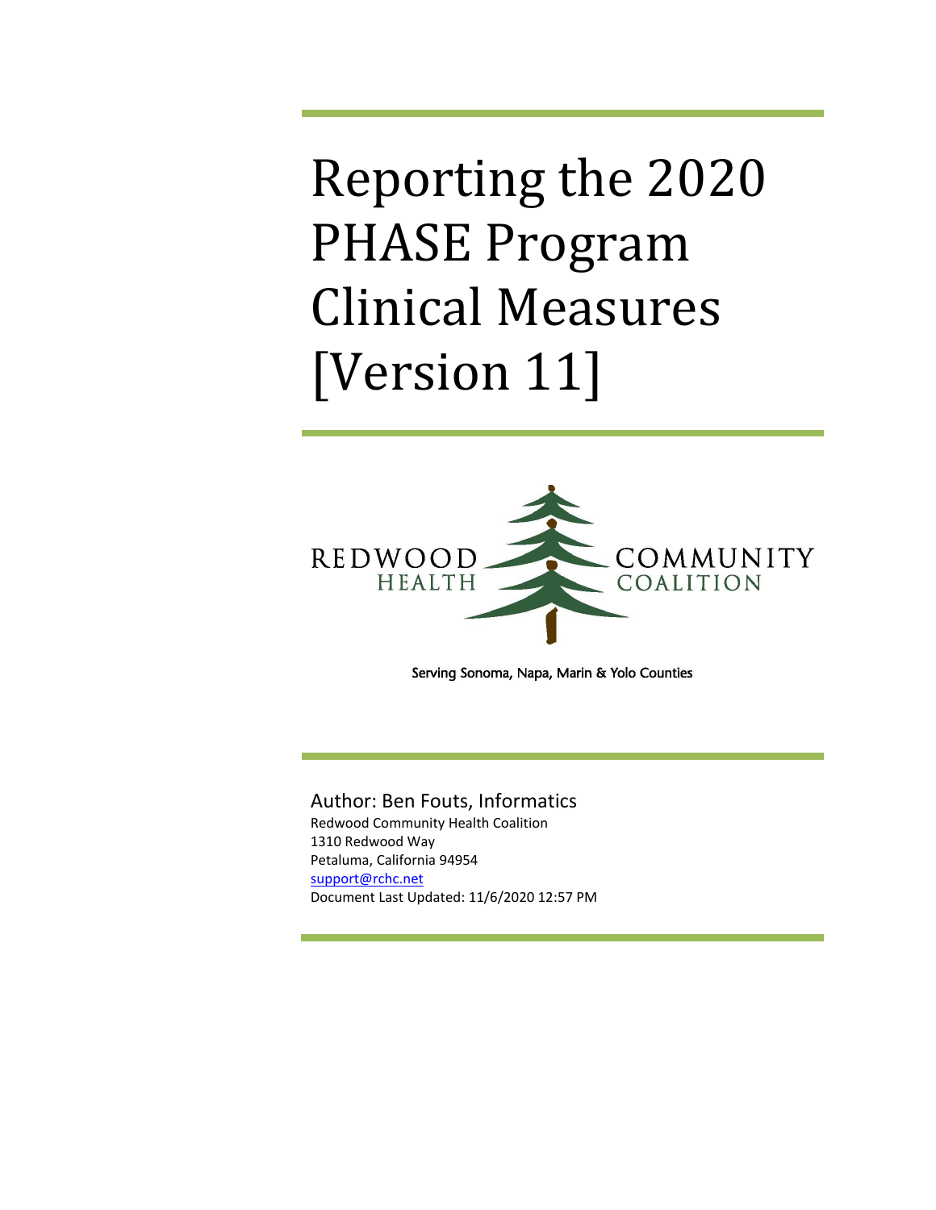# Reporting the 2020 PHASE Program Clinical Measures [Version 11]

REDWOOD HEALTH COMMUNITY COALITION

Serving Sonoma, Napa, Marin & Yolo Counties

Author: Ben Fouts, Informatics

Redwood Community Health Coalition
1310 Redwood Way
Petaluma, California 94954
support@rchc.net
Document Last Updated: 11/6/2020 12:57 PM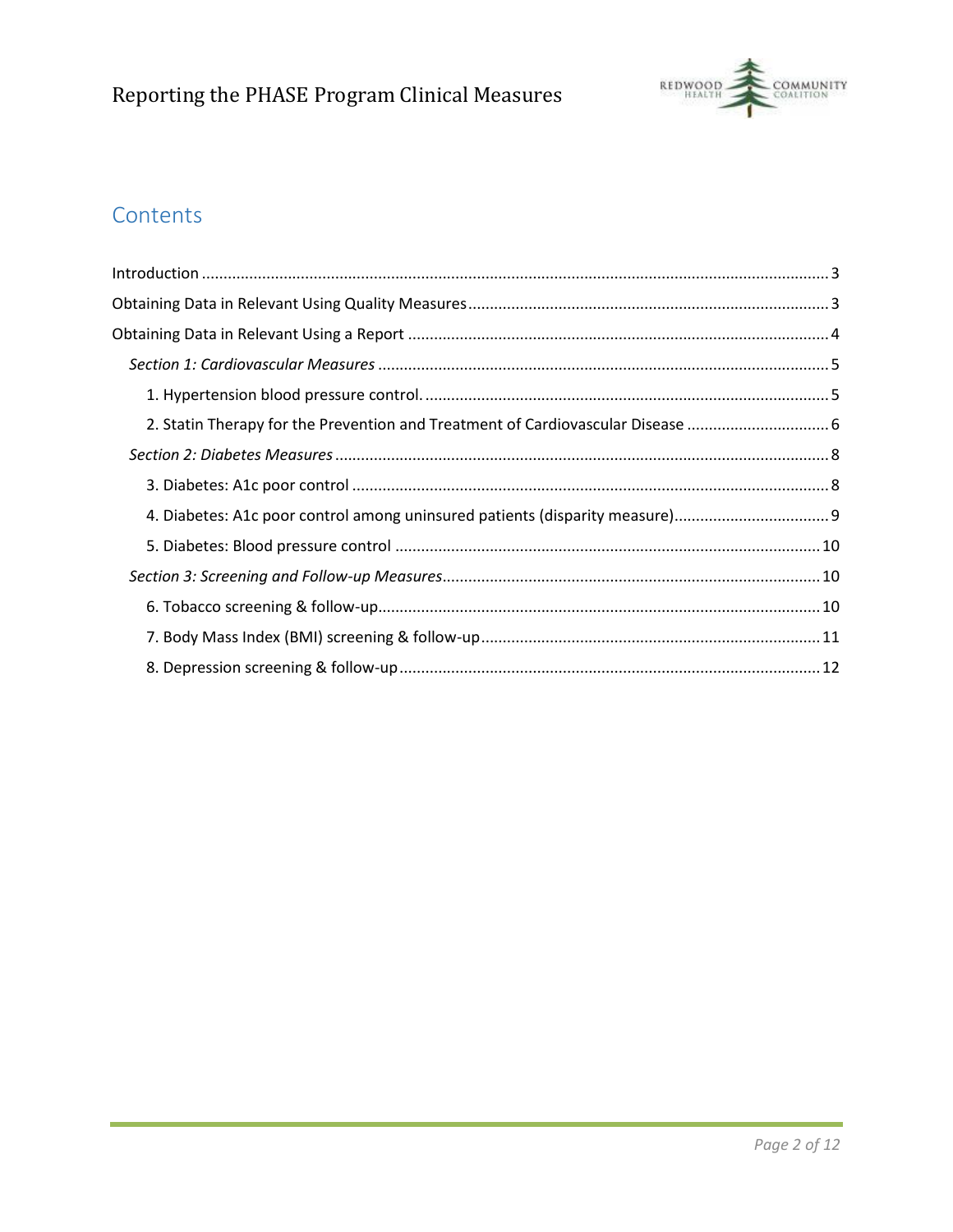## Contents

- Introduction ... 3
- Obtaining Data in Relevant Using Quality Measures ... 3
- Obtaining Data in Relevant Using a Report ... 4
  - *Section 1: Cardiovascular Measures* ... 5
    - 1. Hypertension blood pressure control. ... 5
    - 2. Statin Therapy for the Prevention and Treatment of Cardiovascular Disease ... 6
  - *Section 2: Diabetes Measures* ... 8
    - 3. Diabetes: A1c poor control ... 8
    - 4. Diabetes: A1c poor control among uninsured patients (disparity measure) ... 9
    - 5. Diabetes: Blood pressure control ... 10
  - *Section 3: Screening and Follow-up Measures* ... 10
    - 6. Tobacco screening & follow-up ... 10
    - 7. Body Mass Index (BMI) screening & follow-up ... 11
    - 8. Depression screening & follow-up ... 12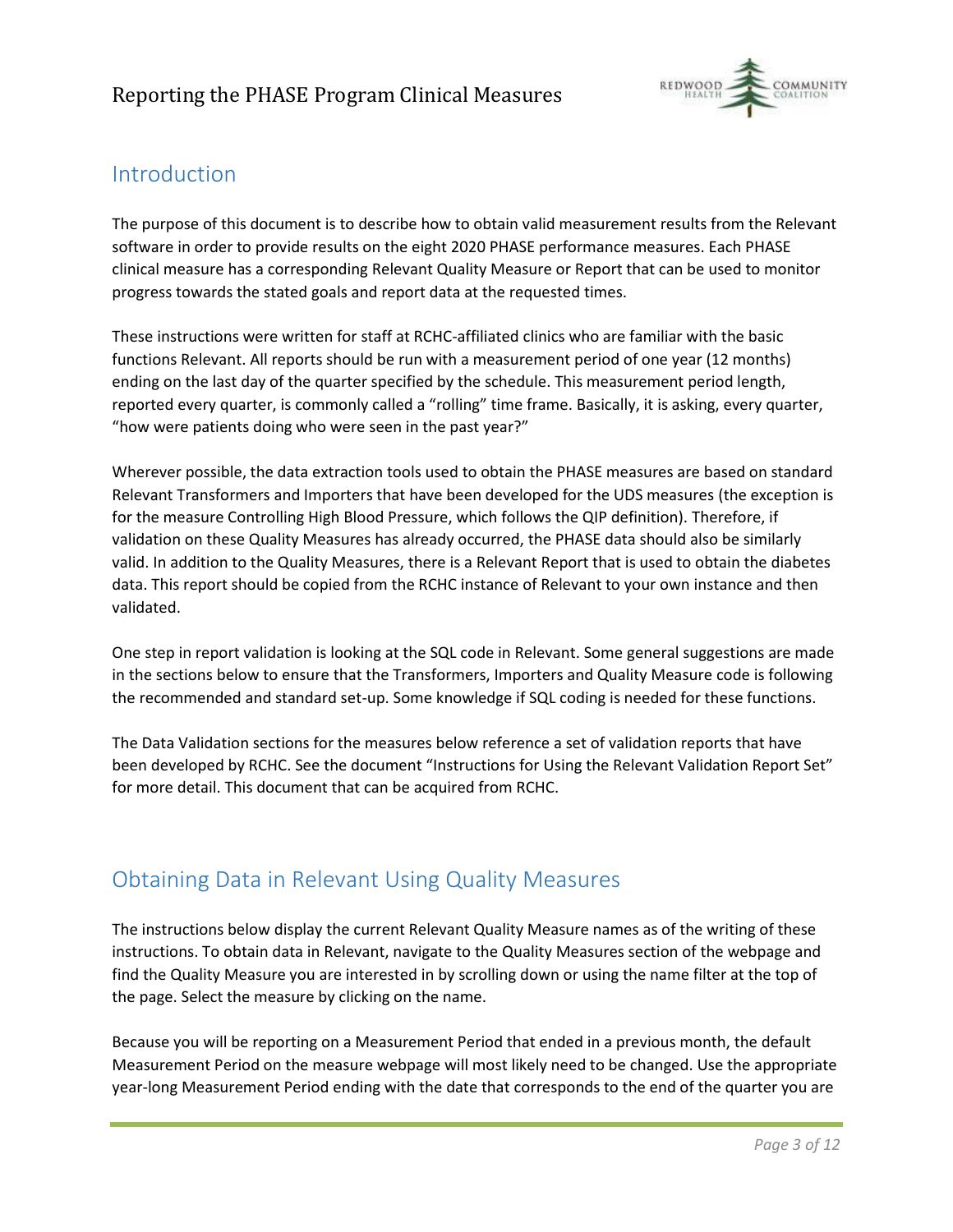## Introduction

The purpose of this document is to describe how to obtain valid measurement results from the Relevant software in order to provide results on the eight 2020 PHASE performance measures. Each PHASE clinical measure has a corresponding Relevant Quality Measure or Report that can be used to monitor progress towards the stated goals and report data at the requested times.

These instructions were written for staff at RCHC-affiliated clinics who are familiar with the basic functions Relevant. All reports should be run with a measurement period of one year (12 months) ending on the last day of the quarter specified by the schedule. This measurement period length, reported every quarter, is commonly called a "rolling" time frame. Basically, it is asking, every quarter, "how were patients doing who were seen in the past year?"

Wherever possible, the data extraction tools used to obtain the PHASE measures are based on standard Relevant Transformers and Importers that have been developed for the UDS measures (the exception is for the measure Controlling High Blood Pressure, which follows the QIP definition). Therefore, if validation on these Quality Measures has already occurred, the PHASE data should also be similarly valid. In addition to the Quality Measures, there is a Relevant Report that is used to obtain the diabetes data. This report should be copied from the RCHC instance of Relevant to your own instance and then validated.

One step in report validation is looking at the SQL code in Relevant. Some general suggestions are made in the sections below to ensure that the Transformers, Importers and Quality Measure code is following the recommended and standard set-up. Some knowledge if SQL coding is needed for these functions.

The Data Validation sections for the measures below reference a set of validation reports that have been developed by RCHC. See the document "Instructions for Using the Relevant Validation Report Set" for more detail. This document that can be acquired from RCHC.

## Obtaining Data in Relevant Using Quality Measures

The instructions below display the current Relevant Quality Measure names as of the writing of these instructions. To obtain data in Relevant, navigate to the Quality Measures section of the webpage and find the Quality Measure you are interested in by scrolling down or using the name filter at the top of the page. Select the measure by clicking on the name.

Because you will be reporting on a Measurement Period that ended in a previous month, the default Measurement Period on the measure webpage will most likely need to be changed. Use the appropriate year-long Measurement Period ending with the date that corresponds to the end of the quarter you are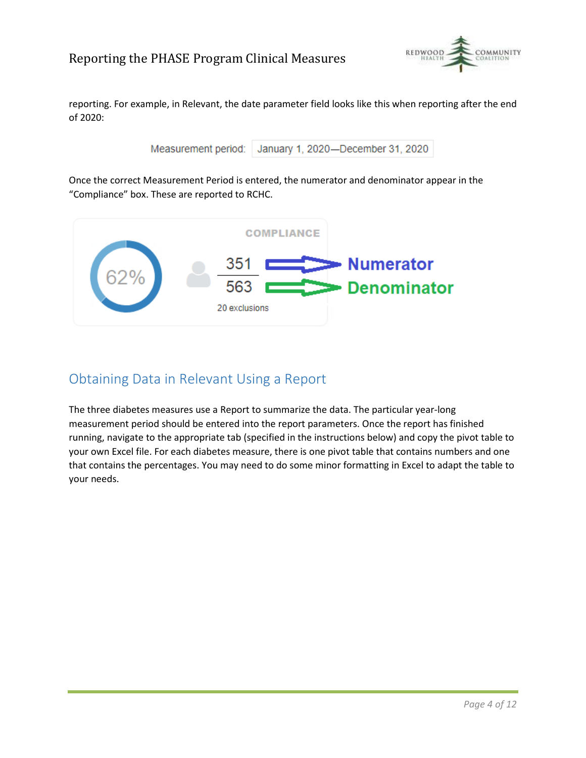reporting. For example, in Relevant, the date parameter field looks like this when reporting after the end of 2020:

Measurement period: January 1, 2020—December 31, 2020

Once the correct Measurement Period is entered, the numerator and denominator appear in the "Compliance" box. These are reported to RCHC.

COMPLIANCE

62%

351 → Numerator

563 → Denominator

20 exclusions

## Obtaining Data in Relevant Using a Report

The three diabetes measures use a Report to summarize the data. The particular year-long measurement period should be entered into the report parameters. Once the report has finished running, navigate to the appropriate tab (specified in the instructions below) and copy the pivot table to your own Excel file. For each diabetes measure, there is one pivot table that contains numbers and one that contains the percentages. You may need to do some minor formatting in Excel to adapt the table to your needs.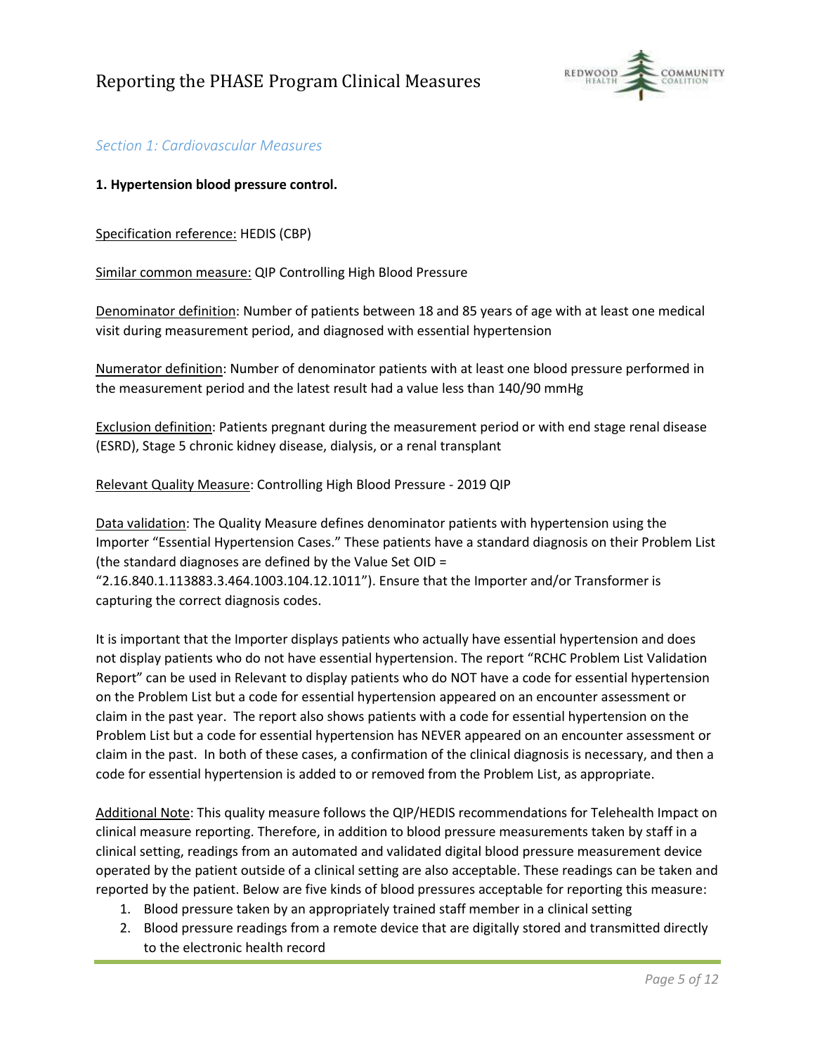*Section 1: Cardiovascular Measures*

**1. Hypertension blood pressure control.**

Specification reference: HEDIS (CBP)

Similar common measure: QIP Controlling High Blood Pressure

Denominator definition: Number of patients between 18 and 85 years of age with at least one medical visit during measurement period, and diagnosed with essential hypertension

Numerator definition: Number of denominator patients with at least one blood pressure performed in the measurement period and the latest result had a value less than 140/90 mmHg

Exclusion definition: Patients pregnant during the measurement period or with end stage renal disease (ESRD), Stage 5 chronic kidney disease, dialysis, or a renal transplant

Relevant Quality Measure: Controlling High Blood Pressure - 2019 QIP

Data validation: The Quality Measure defines denominator patients with hypertension using the Importer "Essential Hypertension Cases." These patients have a standard diagnosis on their Problem List (the standard diagnoses are defined by the Value Set OID = "2.16.840.1.113883.3.464.1003.104.12.1011"). Ensure that the Importer and/or Transformer is capturing the correct diagnosis codes.

It is important that the Importer displays patients who actually have essential hypertension and does not display patients who do not have essential hypertension. The report "RCHC Problem List Validation Report" can be used in Relevant to display patients who do NOT have a code for essential hypertension on the Problem List but a code for essential hypertension appeared on an encounter assessment or claim in the past year. The report also shows patients with a code for essential hypertension on the Problem List but a code for essential hypertension has NEVER appeared on an encounter assessment or claim in the past. In both of these cases, a confirmation of the clinical diagnosis is necessary, and then a code for essential hypertension is added to or removed from the Problem List, as appropriate.

Additional Note: This quality measure follows the QIP/HEDIS recommendations for Telehealth Impact on clinical measure reporting. Therefore, in addition to blood pressure measurements taken by staff in a clinical setting, readings from an automated and validated digital blood pressure measurement device operated by the patient outside of a clinical setting are also acceptable. These readings can be taken and reported by the patient. Below are five kinds of blood pressures acceptable for reporting this measure:

1. Blood pressure taken by an appropriately trained staff member in a clinical setting
2. Blood pressure readings from a remote device that are digitally stored and transmitted directly to the electronic health record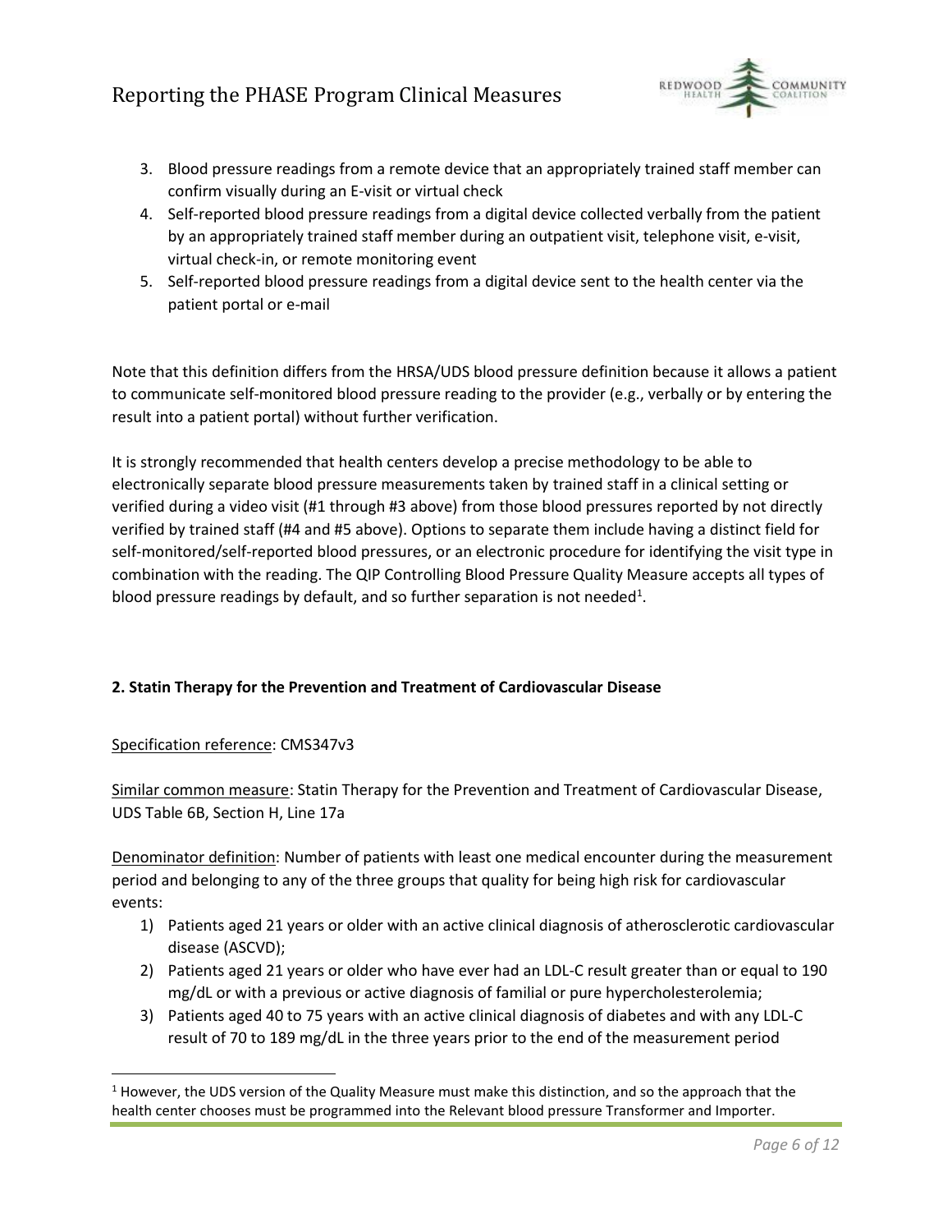3. Blood pressure readings from a remote device that an appropriately trained staff member can confirm visually during an E-visit or virtual check
4. Self-reported blood pressure readings from a digital device collected verbally from the patient by an appropriately trained staff member during an outpatient visit, telephone visit, e-visit, virtual check-in, or remote monitoring event
5. Self-reported blood pressure readings from a digital device sent to the health center via the patient portal or e-mail

Note that this definition differs from the HRSA/UDS blood pressure definition because it allows a patient to communicate self-monitored blood pressure reading to the provider (e.g., verbally or by entering the result into a patient portal) without further verification.

It is strongly recommended that health centers develop a precise methodology to be able to electronically separate blood pressure measurements taken by trained staff in a clinical setting or verified during a video visit (#1 through #3 above) from those blood pressures reported by not directly verified by trained staff (#4 and #5 above). Options to separate them include having a distinct field for self-monitored/self-reported blood pressures, or an electronic procedure for identifying the visit type in combination with the reading. The QIP Controlling Blood Pressure Quality Measure accepts all types of blood pressure readings by default, and so further separation is not needed[1].

**2. Statin Therapy for the Prevention and Treatment of Cardiovascular Disease**

Specification reference: CMS347v3

Similar common measure: Statin Therapy for the Prevention and Treatment of Cardiovascular Disease, UDS Table 6B, Section H, Line 17a

Denominator definition: Number of patients with least one medical encounter during the measurement period and belonging to any of the three groups that quality for being high risk for cardiovascular events:

1) Patients aged 21 years or older with an active clinical diagnosis of atherosclerotic cardiovascular disease (ASCVD);
2) Patients aged 21 years or older who have ever had an LDL-C result greater than or equal to 190 mg/dL or with a previous or active diagnosis of familial or pure hypercholesterolemia;
3) Patients aged 40 to 75 years with an active clinical diagnosis of diabetes and with any LDL-C result of 70 to 189 mg/dL in the three years prior to the end of the measurement period

[1] However, the UDS version of the Quality Measure must make this distinction, and so the approach that the health center chooses must be programmed into the Relevant blood pressure Transformer and Importer.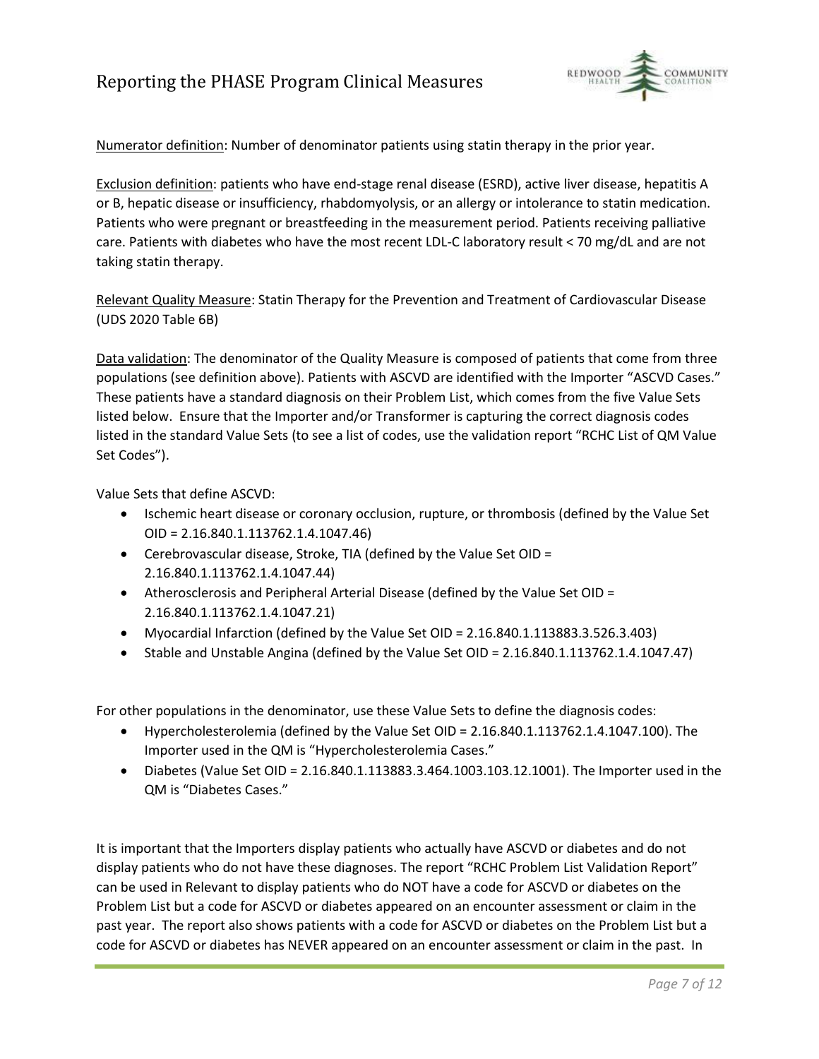Numerator definition: Number of denominator patients using statin therapy in the prior year.

Exclusion definition: patients who have end-stage renal disease (ESRD), active liver disease, hepatitis A or B, hepatic disease or insufficiency, rhabdomyolysis, or an allergy or intolerance to statin medication. Patients who were pregnant or breastfeeding in the measurement period. Patients receiving palliative care. Patients with diabetes who have the most recent LDL-C laboratory result < 70 mg/dL and are not taking statin therapy.

Relevant Quality Measure: Statin Therapy for the Prevention and Treatment of Cardiovascular Disease (UDS 2020 Table 6B)

Data validation: The denominator of the Quality Measure is composed of patients that come from three populations (see definition above). Patients with ASCVD are identified with the Importer "ASCVD Cases." These patients have a standard diagnosis on their Problem List, which comes from the five Value Sets listed below. Ensure that the Importer and/or Transformer is capturing the correct diagnosis codes listed in the standard Value Sets (to see a list of codes, use the validation report "RCHC List of QM Value Set Codes").

Value Sets that define ASCVD:

- Ischemic heart disease or coronary occlusion, rupture, or thrombosis (defined by the Value Set OID = 2.16.840.1.113762.1.4.1047.46)
- Cerebrovascular disease, Stroke, TIA (defined by the Value Set OID = 2.16.840.1.113762.1.4.1047.44)
- Atherosclerosis and Peripheral Arterial Disease (defined by the Value Set OID = 2.16.840.1.113762.1.4.1047.21)
- Myocardial Infarction (defined by the Value Set OID = 2.16.840.1.113883.3.526.3.403)
- Stable and Unstable Angina (defined by the Value Set OID = 2.16.840.1.113762.1.4.1047.47)

For other populations in the denominator, use these Value Sets to define the diagnosis codes:

- Hypercholesterolemia (defined by the Value Set OID = 2.16.840.1.113762.1.4.1047.100). The Importer used in the QM is "Hypercholesterolemia Cases."
- Diabetes (Value Set OID = 2.16.840.1.113883.3.464.1003.103.12.1001). The Importer used in the QM is "Diabetes Cases."

It is important that the Importers display patients who actually have ASCVD or diabetes and do not display patients who do not have these diagnoses. The report "RCHC Problem List Validation Report" can be used in Relevant to display patients who do NOT have a code for ASCVD or diabetes on the Problem List but a code for ASCVD or diabetes appeared on an encounter assessment or claim in the past year. The report also shows patients with a code for ASCVD or diabetes on the Problem List but a code for ASCVD or diabetes has NEVER appeared on an encounter assessment or claim in the past. In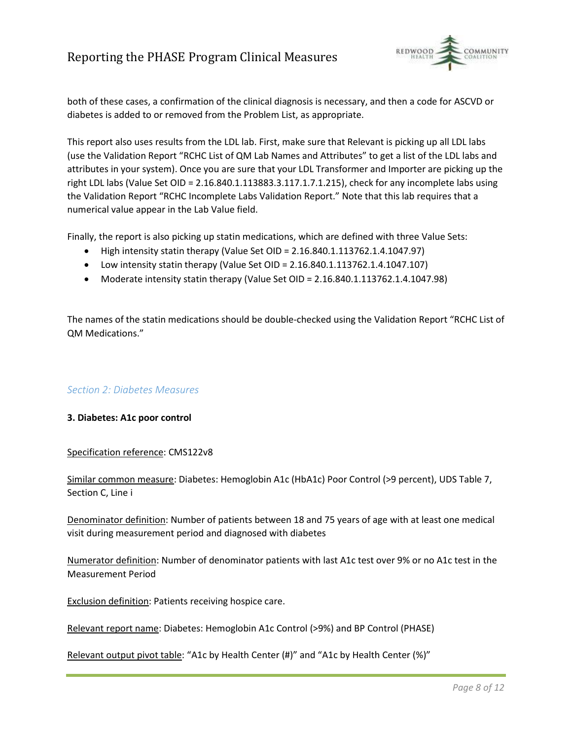both of these cases, a confirmation of the clinical diagnosis is necessary, and then a code for ASCVD or diabetes is added to or removed from the Problem List, as appropriate.

This report also uses results from the LDL lab. First, make sure that Relevant is picking up all LDL labs (use the Validation Report "RCHC List of QM Lab Names and Attributes" to get a list of the LDL labs and attributes in your system). Once you are sure that your LDL Transformer and Importer are picking up the right LDL labs (Value Set OID = 2.16.840.1.113883.3.117.1.7.1.215), check for any incomplete labs using the Validation Report "RCHC Incomplete Labs Validation Report." Note that this lab requires that a numerical value appear in the Lab Value field.

Finally, the report is also picking up statin medications, which are defined with three Value Sets:

- High intensity statin therapy (Value Set OID = 2.16.840.1.113762.1.4.1047.97)
- Low intensity statin therapy (Value Set OID = 2.16.840.1.113762.1.4.1047.107)
- Moderate intensity statin therapy (Value Set OID = 2.16.840.1.113762.1.4.1047.98)

The names of the statin medications should be double-checked using the Validation Report "RCHC List of QM Medications."

## *Section 2: Diabetes Measures*

### 3. Diabetes: A1c poor control

Specification reference: CMS122v8

Similar common measure: Diabetes: Hemoglobin A1c (HbA1c) Poor Control (>9 percent), UDS Table 7, Section C, Line i

Denominator definition: Number of patients between 18 and 75 years of age with at least one medical visit during measurement period and diagnosed with diabetes

Numerator definition: Number of denominator patients with last A1c test over 9% or no A1c test in the Measurement Period

Exclusion definition: Patients receiving hospice care.

Relevant report name: Diabetes: Hemoglobin A1c Control (>9%) and BP Control (PHASE)

Relevant output pivot table: "A1c by Health Center (#)" and "A1c by Health Center (%)"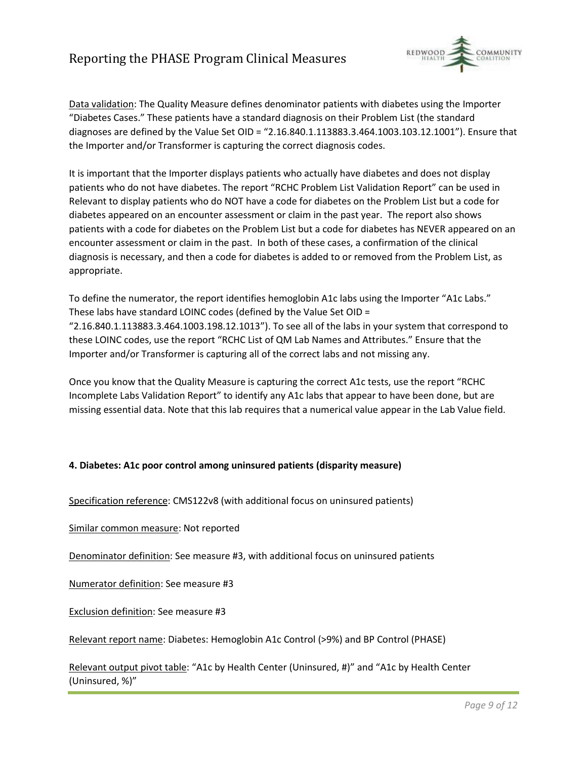Data validation: The Quality Measure defines denominator patients with diabetes using the Importer "Diabetes Cases." These patients have a standard diagnosis on their Problem List (the standard diagnoses are defined by the Value Set OID = "2.16.840.1.113883.3.464.1003.103.12.1001"). Ensure that the Importer and/or Transformer is capturing the correct diagnosis codes.

It is important that the Importer displays patients who actually have diabetes and does not display patients who do not have diabetes. The report "RCHC Problem List Validation Report" can be used in Relevant to display patients who do NOT have a code for diabetes on the Problem List but a code for diabetes appeared on an encounter assessment or claim in the past year. The report also shows patients with a code for diabetes on the Problem List but a code for diabetes has NEVER appeared on an encounter assessment or claim in the past. In both of these cases, a confirmation of the clinical diagnosis is necessary, and then a code for diabetes is added to or removed from the Problem List, as appropriate.

To define the numerator, the report identifies hemoglobin A1c labs using the Importer "A1c Labs." These labs have standard LOINC codes (defined by the Value Set OID = "2.16.840.1.113883.3.464.1003.198.12.1013"). To see all of the labs in your system that correspond to these LOINC codes, use the report "RCHC List of QM Lab Names and Attributes." Ensure that the Importer and/or Transformer is capturing all of the correct labs and not missing any.

Once you know that the Quality Measure is capturing the correct A1c tests, use the report "RCHC Incomplete Labs Validation Report" to identify any A1c labs that appear to have been done, but are missing essential data. Note that this lab requires that a numerical value appear in the Lab Value field.

**4. Diabetes: A1c poor control among uninsured patients (disparity measure)**

Specification reference: CMS122v8 (with additional focus on uninsured patients)

Similar common measure: Not reported

Denominator definition: See measure #3, with additional focus on uninsured patients

Numerator definition: See measure #3

Exclusion definition: See measure #3

Relevant report name: Diabetes: Hemoglobin A1c Control (>9%) and BP Control (PHASE)

Relevant output pivot table: "A1c by Health Center (Uninsured, #)" and "A1c by Health Center (Uninsured, %)"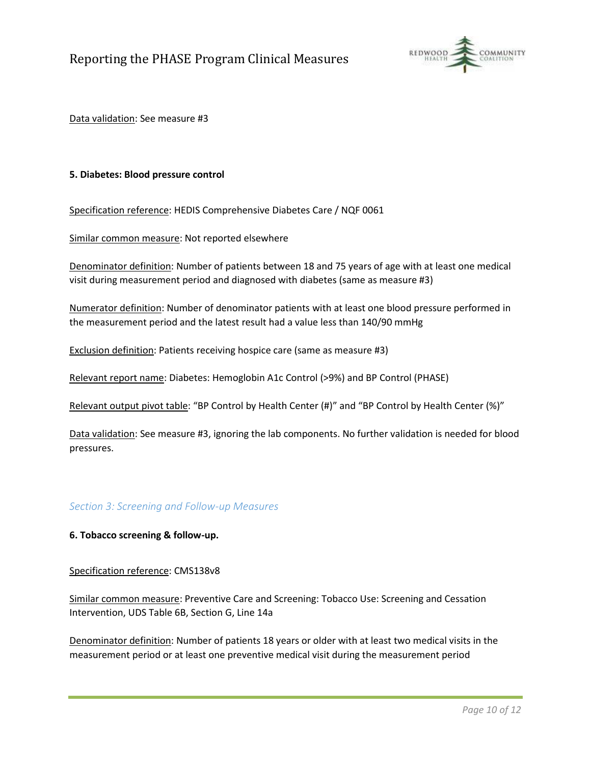<u>Data validation</u>: See measure #3

**5. Diabetes: Blood pressure control**

<u>Specification reference</u>: HEDIS Comprehensive Diabetes Care / NQF 0061

<u>Similar common measure</u>: Not reported elsewhere

<u>Denominator definition</u>: Number of patients between 18 and 75 years of age with at least one medical visit during measurement period and diagnosed with diabetes (same as measure #3)

<u>Numerator definition</u>: Number of denominator patients with at least one blood pressure performed in the measurement period and the latest result had a value less than 140/90 mmHg

<u>Exclusion definition</u>: Patients receiving hospice care (same as measure #3)

<u>Relevant report name</u>: Diabetes: Hemoglobin A1c Control (>9%) and BP Control (PHASE)

<u>Relevant output pivot table</u>: "BP Control by Health Center (#)" and "BP Control by Health Center (%)"

<u>Data validation</u>: See measure #3, ignoring the lab components. No further validation is needed for blood pressures.

## *Section 3: Screening and Follow-up Measures*

**6. Tobacco screening & follow-up.**

<u>Specification reference</u>: CMS138v8

<u>Similar common measure</u>: Preventive Care and Screening: Tobacco Use: Screening and Cessation Intervention, UDS Table 6B, Section G, Line 14a

<u>Denominator definition</u>: Number of patients 18 years or older with at least two medical visits in the measurement period or at least one preventive medical visit during the measurement period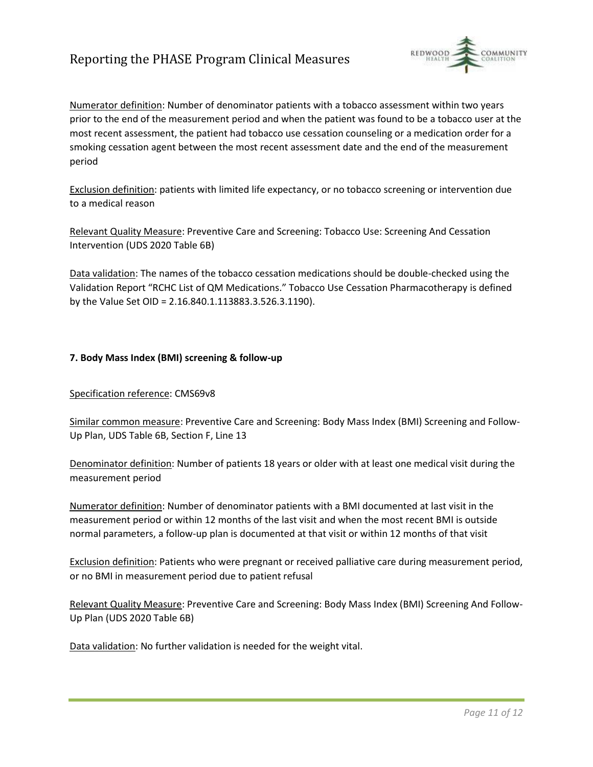Numerator definition: Number of denominator patients with a tobacco assessment within two years prior to the end of the measurement period and when the patient was found to be a tobacco user at the most recent assessment, the patient had tobacco use cessation counseling or a medication order for a smoking cessation agent between the most recent assessment date and the end of the measurement period

Exclusion definition: patients with limited life expectancy, or no tobacco screening or intervention due to a medical reason

Relevant Quality Measure: Preventive Care and Screening: Tobacco Use: Screening And Cessation Intervention (UDS 2020 Table 6B)

Data validation: The names of the tobacco cessation medications should be double-checked using the Validation Report "RCHC List of QM Medications." Tobacco Use Cessation Pharmacotherapy is defined by the Value Set OID = 2.16.840.1.113883.3.526.3.1190).

**7. Body Mass Index (BMI) screening & follow-up**

Specification reference: CMS69v8

Similar common measure: Preventive Care and Screening: Body Mass Index (BMI) Screening and Follow-Up Plan, UDS Table 6B, Section F, Line 13

Denominator definition: Number of patients 18 years or older with at least one medical visit during the measurement period

Numerator definition: Number of denominator patients with a BMI documented at last visit in the measurement period or within 12 months of the last visit and when the most recent BMI is outside normal parameters, a follow-up plan is documented at that visit or within 12 months of that visit

Exclusion definition: Patients who were pregnant or received palliative care during measurement period, or no BMI in measurement period due to patient refusal

Relevant Quality Measure: Preventive Care and Screening: Body Mass Index (BMI) Screening And Follow-Up Plan (UDS 2020 Table 6B)

Data validation: No further validation is needed for the weight vital.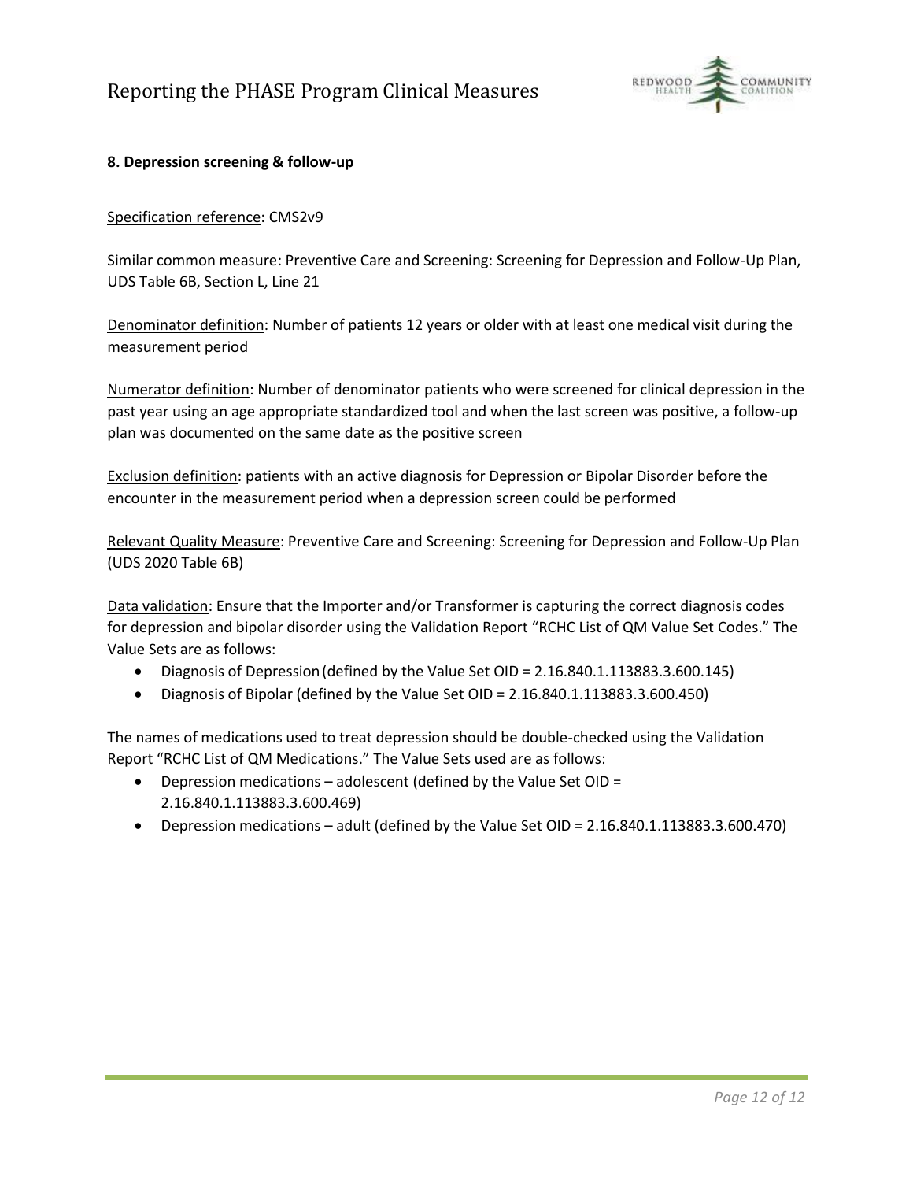**8. Depression screening & follow-up**

Specification reference: CMS2v9

Similar common measure: Preventive Care and Screening: Screening for Depression and Follow-Up Plan, UDS Table 6B, Section L, Line 21

Denominator definition: Number of patients 12 years or older with at least one medical visit during the measurement period

Numerator definition: Number of denominator patients who were screened for clinical depression in the past year using an age appropriate standardized tool and when the last screen was positive, a follow-up plan was documented on the same date as the positive screen

Exclusion definition: patients with an active diagnosis for Depression or Bipolar Disorder before the encounter in the measurement period when a depression screen could be performed

Relevant Quality Measure: Preventive Care and Screening: Screening for Depression and Follow-Up Plan (UDS 2020 Table 6B)

Data validation: Ensure that the Importer and/or Transformer is capturing the correct diagnosis codes for depression and bipolar disorder using the Validation Report "RCHC List of QM Value Set Codes." The Value Sets are as follows:

- Diagnosis of Depression (defined by the Value Set OID = 2.16.840.1.113883.3.600.145)
- Diagnosis of Bipolar (defined by the Value Set OID = 2.16.840.1.113883.3.600.450)

The names of medications used to treat depression should be double-checked using the Validation Report "RCHC List of QM Medications." The Value Sets used are as follows:

- Depression medications – adolescent (defined by the Value Set OID = 2.16.840.1.113883.3.600.469)
- Depression medications – adult (defined by the Value Set OID = 2.16.840.1.113883.3.600.470)